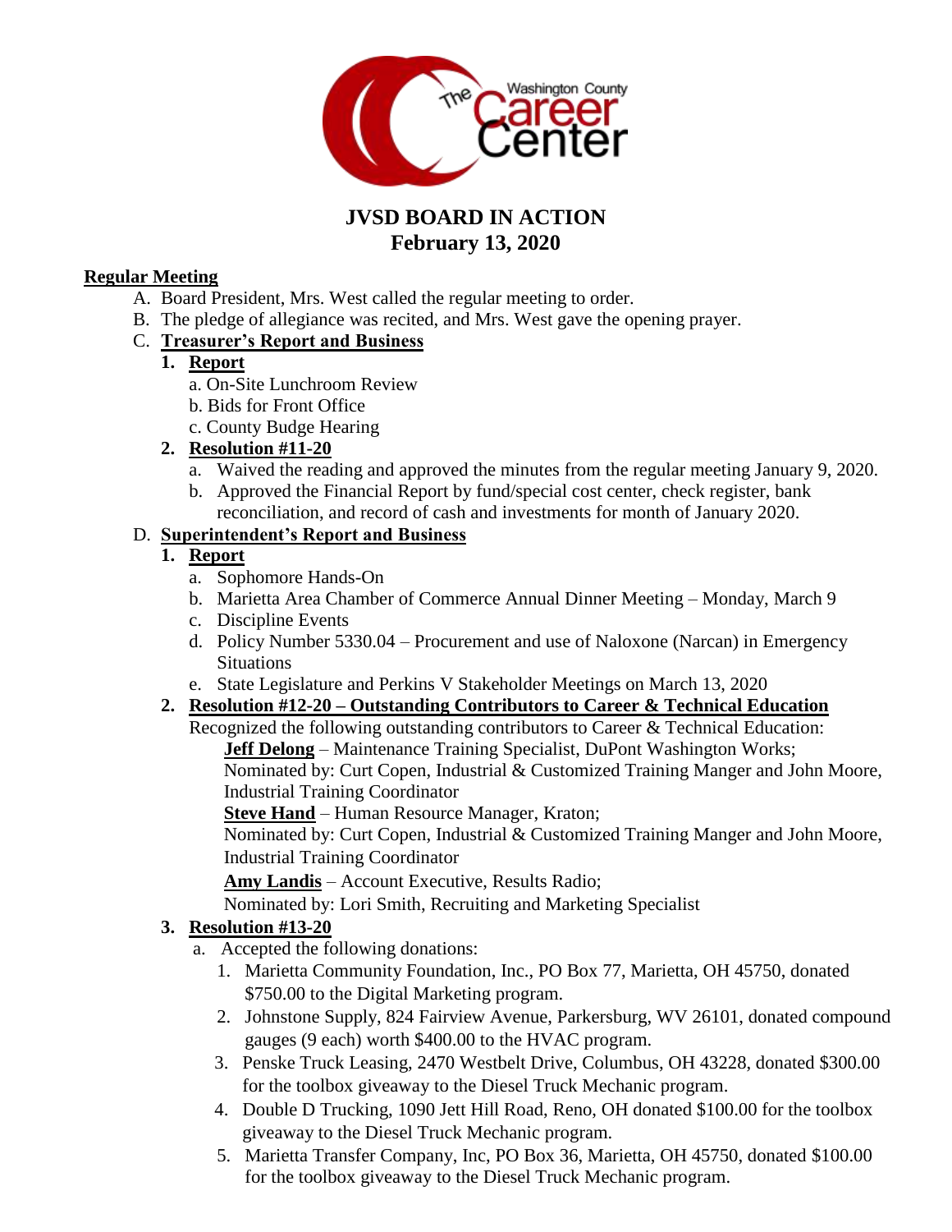# JVSD BOARD IN ACTION
# February 13, 2020

**Regular Meeting**

A. Board President, Mrs. West called the regular meeting to order.

B. The pledge of allegiance was recited, and Mrs. West gave the opening prayer.

C. **Treasurer's Report and Business**

1. **Report**
   - a. On-Site Lunchroom Review
   - b. Bids for Front Office
   - c. County Budge Hearing
2. **Resolution #11-20**
   - a. Waived the reading and approved the minutes from the regular meeting January 9, 2020.
   - b. Approved the Financial Report by fund/special cost center, check register, bank reconciliation, and record of cash and investments for month of January 2020.

D. **Superintendent's Report and Business**

1. **Report**
   - a. Sophomore Hands-On
   - b. Marietta Area Chamber of Commerce Annual Dinner Meeting – Monday, March 9
   - c. Discipline Events
   - d. Policy Number 5330.04 – Procurement and use of Naloxone (Narcan) in Emergency Situations
   - e. State Legislature and Perkins V Stakeholder Meetings on March 13, 2020
2. **Resolution #12-20 – Outstanding Contributors to Career & Technical Education**

   Recognized the following outstanding contributors to Career & Technical Education:

   **Jeff Delong** – Maintenance Training Specialist, DuPont Washington Works;
   Nominated by: Curt Copen, Industrial & Customized Training Manger and John Moore, Industrial Training Coordinator

   **Steve Hand** – Human Resource Manager, Kraton;
   Nominated by: Curt Copen, Industrial & Customized Training Manger and John Moore, Industrial Training Coordinator

   **Amy Landis** – Account Executive, Results Radio;
   Nominated by: Lori Smith, Recruiting and Marketing Specialist
3. **Resolution #13-20**
   - a. Accepted the following donations:
     1. Marietta Community Foundation, Inc., PO Box 77, Marietta, OH 45750, donated $750.00 to the Digital Marketing program.
     2. Johnstone Supply, 824 Fairview Avenue, Parkersburg, WV 26101, donated compound gauges (9 each) worth $400.00 to the HVAC program.
     3. Penske Truck Leasing, 2470 Westbelt Drive, Columbus, OH 43228, donated $300.00 for the toolbox giveaway to the Diesel Truck Mechanic program.
     4. Double D Trucking, 1090 Jett Hill Road, Reno, OH donated $100.00 for the toolbox giveaway to the Diesel Truck Mechanic program.
     5. Marietta Transfer Company, Inc, PO Box 36, Marietta, OH 45750, donated $100.00 for the toolbox giveaway to the Diesel Truck Mechanic program.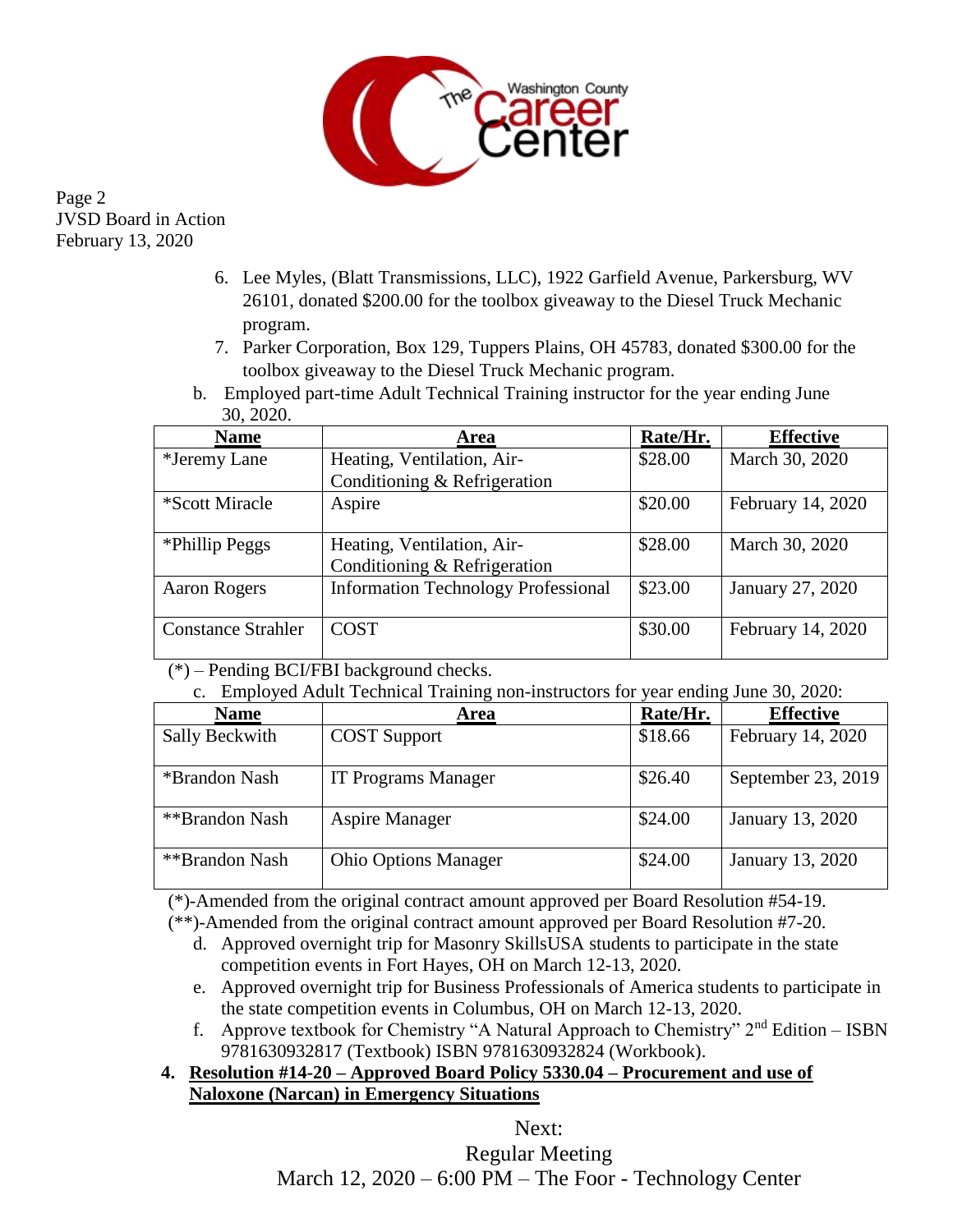6. Lee Myles, (Blatt Transmissions, LLC), 1922 Garfield Avenue, Parkersburg, WV 26101, donated $200.00 for the toolbox giveaway to the Diesel Truck Mechanic program.
7. Parker Corporation, Box 129, Tuppers Plains, OH 45783, donated $300.00 for the toolbox giveaway to the Diesel Truck Mechanic program.

b. Employed part-time Adult Technical Training instructor for the year ending June 30, 2020.

| Name | Area | Rate/Hr. | Effective |
|---|---|---|---|
| *Jeremy Lane | Heating, Ventilation, Air-Conditioning & Refrigeration | $28.00 | March 30, 2020 |
| *Scott Miracle | Aspire | $20.00 | February 14, 2020 |
| *Phillip Peggs | Heating, Ventilation, Air-Conditioning & Refrigeration | $28.00 | March 30, 2020 |
| Aaron Rogers | Information Technology Professional | $23.00 | January 27, 2020 |
| Constance Strahler | COST | $30.00 | February 14, 2020 |

(*) – Pending BCI/FBI background checks.

c. Employed Adult Technical Training non-instructors for year ending June 30, 2020:

| Name | Area | Rate/Hr. | Effective |
|---|---|---|---|
| Sally Beckwith | COST Support | $18.66 | February 14, 2020 |
| *Brandon Nash | IT Programs Manager | $26.40 | September 23, 2019 |
| **Brandon Nash | Aspire Manager | $24.00 | January 13, 2020 |
| **Brandon Nash | Ohio Options Manager | $24.00 | January 13, 2020 |

(*)-Amended from the original contract amount approved per Board Resolution #54-19.
(**)-Amended from the original contract amount approved per Board Resolution #7-20.

d. Approved overnight trip for Masonry SkillsUSA students to participate in the state competition events in Fort Hayes, OH on March 12-13, 2020.

e. Approved overnight trip for Business Professionals of America students to participate in the state competition events in Columbus, OH on March 12-13, 2020.

f. Approve textbook for Chemistry "A Natural Approach to Chemistry" 2nd Edition – ISBN 9781630932817 (Textbook) ISBN 9781630932824 (Workbook).

4. **Resolution #14-20 – Approved Board Policy 5330.04 – Procurement and use of Naloxone (Narcan) in Emergency Situations**

Next:
Regular Meeting
March 12, 2020 – 6:00 PM – The Foor - Technology Center